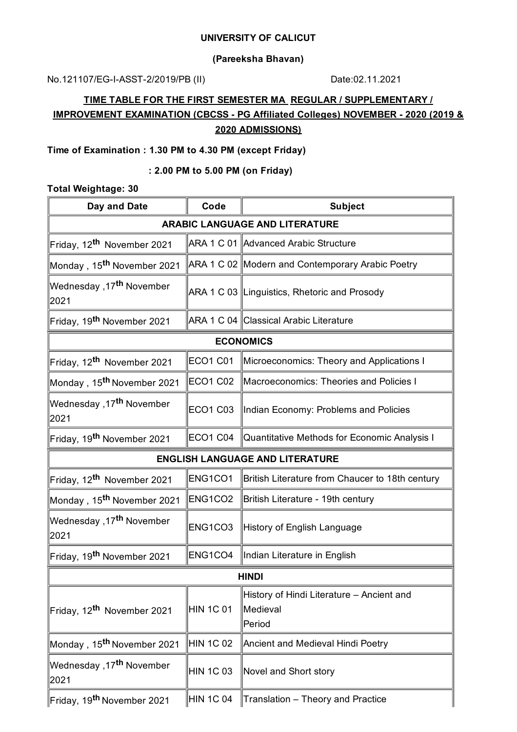**UNIVERSITY OF CALICUT**

**(Pareeksha Bhavan)**

No.121107/EG-I-ASST-2/2019/PB (II) Date:02.11.2021

## TIME TABLE FOR THE FIRST SEMESTER MA REGULAR / SUPPLEMENTARY / IMPROVEMENT EXAMINATION (CBCSS - PG Affiliated Colleges) NOVEMBER - 2020 (2019 & 2020 ADMISSIONS)

**Time of Examination : 1.30 PM to 4.30 PM (except Friday)**

**: 2.00 PM to 5.00 PM (on Friday)**

**Total Weightage: 30**

| Day and Date | Code | Subject |
|---|---|---|
| **ARABIC LANGUAGE AND LITERATURE** | | |
| Friday, 12th November 2021 | ARA 1 C 01 | Advanced Arabic Structure |
| Monday , 15th November 2021 | ARA 1 C 02 | Modern and Contemporary Arabic Poetry |
| Wednesday ,17th November 2021 | ARA 1 C 03 | Linguistics, Rhetoric and Prosody |
| Friday, 19th November 2021 | ARA 1 C 04 | Classical Arabic Literature |
| **ECONOMICS** | | |
| Friday, 12th November 2021 | ECO1 C01 | Microeconomics: Theory and Applications I |
| Monday , 15th November 2021 | ECO1 C02 | Macroeconomics: Theories and Policies I |
| Wednesday ,17th November 2021 | ECO1 C03 | Indian Economy: Problems and Policies |
| Friday, 19th November 2021 | ECO1 C04 | Quantitative Methods for Economic Analysis I |
| **ENGLISH LANGUAGE AND LITERATURE** | | |
| Friday, 12th November 2021 | ENG1CO1 | British Literature from Chaucer to 18th century |
| Monday , 15th November 2021 | ENG1CO2 | British Literature - 19th century |
| Wednesday ,17th November 2021 | ENG1CO3 | History of English Language |
| Friday, 19th November 2021 | ENG1CO4 | Indian Literature in English |
| **HINDI** | | |
| Friday, 12th November 2021 | HIN 1C 01 | History of Hindi Literature – Ancient and Medieval Period |
| Monday , 15th November 2021 | HIN 1C 02 | Ancient and Medieval Hindi Poetry |
| Wednesday ,17th November 2021 | HIN 1C 03 | Novel and Short story |
| Friday, 19th November 2021 | HIN 1C 04 | Translation – Theory and Practice |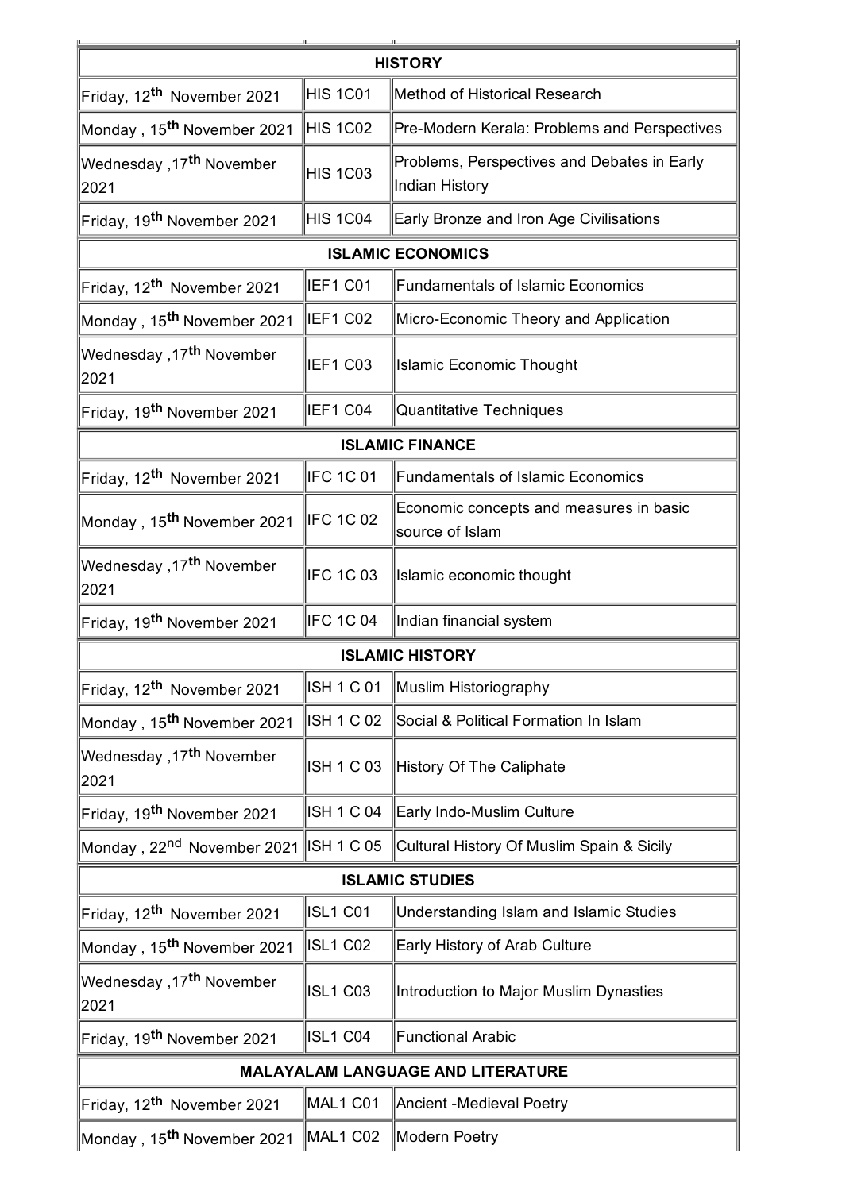| HISTORY | | |
|---|---|---|
| Friday, 12th November 2021 | HIS 1C01 | Method of Historical Research |
| Monday , 15th November 2021 | HIS 1C02 | Pre-Modern Kerala: Problems and Perspectives |
| Wednesday ,17th November 2021 | HIS 1C03 | Problems, Perspectives and Debates in Early Indian History |
| Friday, 19th November 2021 | HIS 1C04 | Early Bronze and Iron Age Civilisations |
| **ISLAMIC ECONOMICS** | | |
| Friday, 12th November 2021 | IEF1 C01 | Fundamentals of Islamic Economics |
| Monday , 15th November 2021 | IEF1 C02 | Micro-Economic Theory and Application |
| Wednesday ,17th November 2021 | IEF1 C03 | Islamic Economic Thought |
| Friday, 19th November 2021 | IEF1 C04 | Quantitative Techniques |
| **ISLAMIC FINANCE** | | |
| Friday, 12th November 2021 | IFC 1C 01 | Fundamentals of Islamic Economics |
| Monday , 15th November 2021 | IFC 1C 02 | Economic concepts and measures in basic source of Islam |
| Wednesday ,17th November 2021 | IFC 1C 03 | Islamic economic thought |
| Friday, 19th November 2021 | IFC 1C 04 | Indian financial system |
| **ISLAMIC HISTORY** | | |
| Friday, 12th November 2021 | ISH 1 C 01 | Muslim Historiography |
| Monday , 15th November 2021 | ISH 1 C 02 | Social & Political Formation In Islam |
| Wednesday ,17th November 2021 | ISH 1 C 03 | History Of The Caliphate |
| Friday, 19th November 2021 | ISH 1 C 04 | Early Indo-Muslim Culture |
| Monday , 22nd November 2021 | ISH 1 C 05 | Cultural History Of Muslim Spain & Sicily |
| **ISLAMIC STUDIES** | | |
| Friday, 12th November 2021 | ISL1 C01 | Understanding Islam and Islamic Studies |
| Monday , 15th November 2021 | ISL1 C02 | Early History of Arab Culture |
| Wednesday ,17th November 2021 | ISL1 C03 | Introduction to Major Muslim Dynasties |
| Friday, 19th November 2021 | ISL1 C04 | Functional Arabic |
| **MALAYALAM LANGUAGE AND LITERATURE** | | |
| Friday, 12th November 2021 | MAL1 C01 | Ancient -Medieval Poetry |
| Monday , 15th November 2021 | MAL1 C02 | Modern Poetry |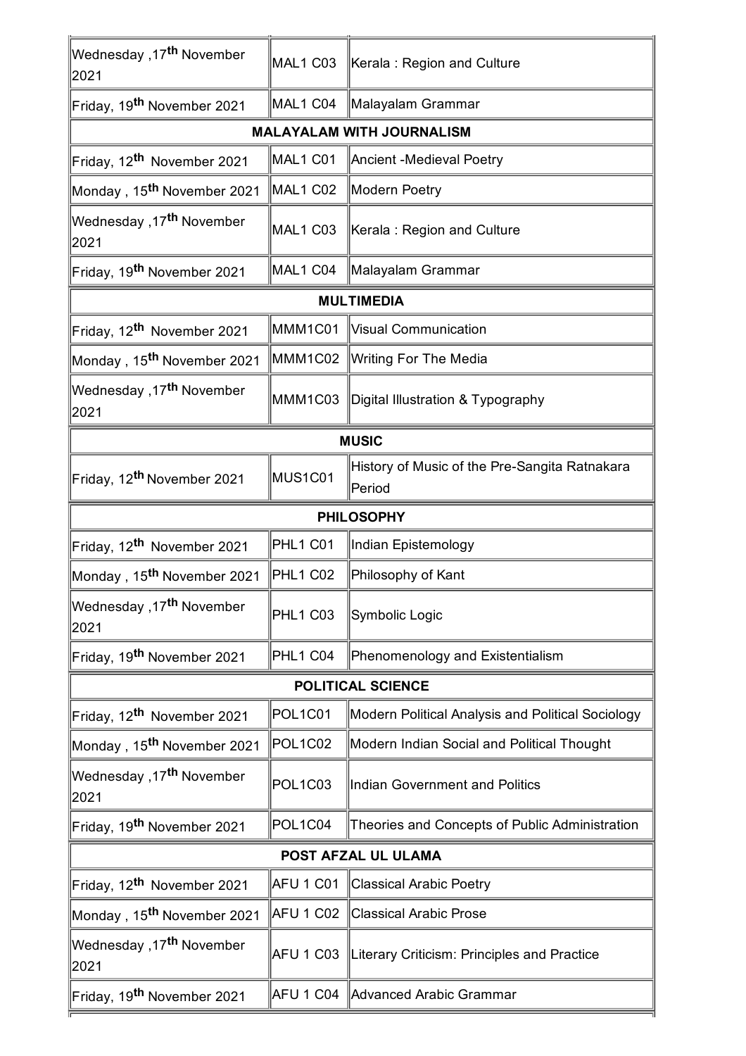| | | |
|---|---|---|
| Wednesday ,17th November 2021 | MAL1 C03 | Kerala : Region and Culture |
| Friday, 19th November 2021 | MAL1 C04 | Malayalam Grammar |
| **MALAYALAM WITH JOURNALISM** | | |
| Friday, 12th November 2021 | MAL1 C01 | Ancient -Medieval Poetry |
| Monday , 15th November 2021 | MAL1 C02 | Modern Poetry |
| Wednesday ,17th November 2021 | MAL1 C03 | Kerala : Region and Culture |
| Friday, 19th November 2021 | MAL1 C04 | Malayalam Grammar |
| **MULTIMEDIA** | | |
| Friday, 12th November 2021 | MMM1C01 | Visual Communication |
| Monday , 15th November 2021 | MMM1C02 | Writing For The Media |
| Wednesday ,17th November 2021 | MMM1C03 | Digital Illustration & Typography |
| **MUSIC** | | |
| Friday, 12th November 2021 | MUS1C01 | History of Music of the Pre-Sangita Ratnakara Period |
| **PHILOSOPHY** | | |
| Friday, 12th November 2021 | PHL1 C01 | Indian Epistemology |
| Monday , 15th November 2021 | PHL1 C02 | Philosophy of Kant |
| Wednesday ,17th November 2021 | PHL1 C03 | Symbolic Logic |
| Friday, 19th November 2021 | PHL1 C04 | Phenomenology and Existentialism |
| **POLITICAL SCIENCE** | | |
| Friday, 12th November 2021 | POL1C01 | Modern Political Analysis and Political Sociology |
| Monday , 15th November 2021 | POL1C02 | Modern Indian Social and Political Thought |
| Wednesday ,17th November 2021 | POL1C03 | Indian Government and Politics |
| Friday, 19th November 2021 | POL1C04 | Theories and Concepts of Public Administration |
| **POST AFZAL UL ULAMA** | | |
| Friday, 12th November 2021 | AFU 1 C01 | Classical Arabic Poetry |
| Monday , 15th November 2021 | AFU 1 C02 | Classical Arabic Prose |
| Wednesday ,17th November 2021 | AFU 1 C03 | Literary Criticism: Principles and Practice |
| Friday, 19th November 2021 | AFU 1 C04 | Advanced Arabic Grammar |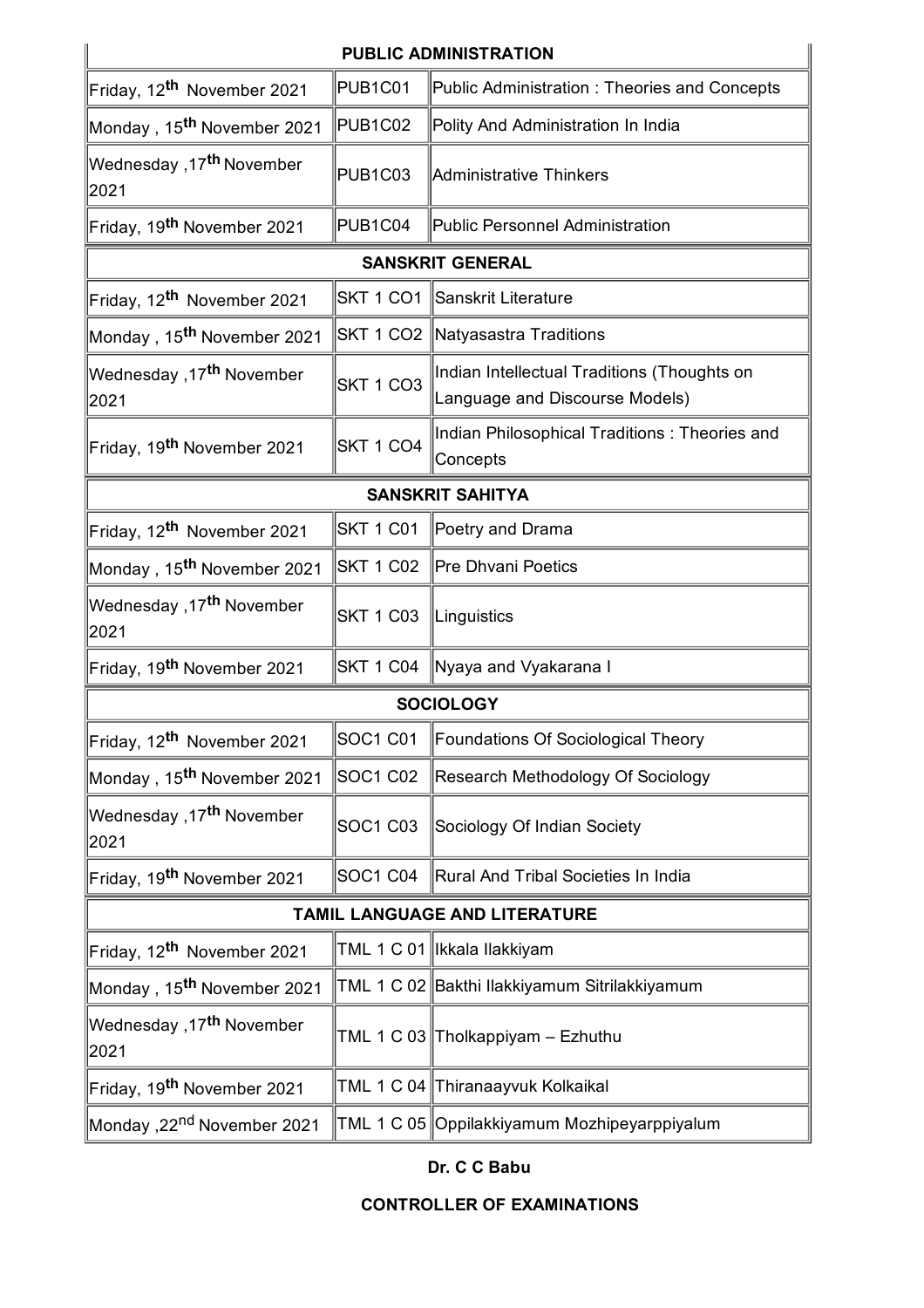| | | |
|---|---|---|
| **PUBLIC ADMINISTRATION** | | |
| Friday, 12th November 2021 | PUB1C01 | Public Administration : Theories and Concepts |
| Monday , 15th November 2021 | PUB1C02 | Polity And Administration In India |
| Wednesday ,17th November 2021 | PUB1C03 | Administrative Thinkers |
| Friday, 19th November 2021 | PUB1C04 | Public Personnel Administration |
| **SANSKRIT GENERAL** | | |
| Friday, 12th November 2021 | SKT 1 CO1 | Sanskrit Literature |
| Monday , 15th November 2021 | SKT 1 CO2 | Natyasastra Traditions |
| Wednesday ,17th November 2021 | SKT 1 CO3 | Indian Intellectual Traditions (Thoughts on Language and Discourse Models) |
| Friday, 19th November 2021 | SKT 1 CO4 | Indian Philosophical Traditions : Theories and Concepts |
| **SANSKRIT SAHITYA** | | |
| Friday, 12th November 2021 | SKT 1 C01 | Poetry and Drama |
| Monday , 15th November 2021 | SKT 1 C02 | Pre Dhvani Poetics |
| Wednesday ,17th November 2021 | SKT 1 C03 | Linguistics |
| Friday, 19th November 2021 | SKT 1 C04 | Nyaya and Vyakarana I |
| **SOCIOLOGY** | | |
| Friday, 12th November 2021 | SOC1 C01 | Foundations Of Sociological Theory |
| Monday , 15th November 2021 | SOC1 C02 | Research Methodology Of Sociology |
| Wednesday ,17th November 2021 | SOC1 C03 | Sociology Of Indian Society |
| Friday, 19th November 2021 | SOC1 C04 | Rural And Tribal Societies In India |
| **TAMIL LANGUAGE AND LITERATURE** | | |
| Friday, 12th November 2021 | TML 1 C 01 | Ikkala Ilakkiyam |
| Monday , 15th November 2021 | TML 1 C 02 | Bakthi Ilakkiyamum Sitrilakkiyamum |
| Wednesday ,17th November 2021 | TML 1 C 03 | Tholkappiyam – Ezhuthu |
| Friday, 19th November 2021 | TML 1 C 04 | Thiranaayvuk Kolkaikal |
| Monday ,22nd November 2021 | TML 1 C 05 | Oppilakkiyamum Mozhipeyarppiyalum |

**Dr. C C Babu**

**CONTROLLER OF EXAMINATIONS**